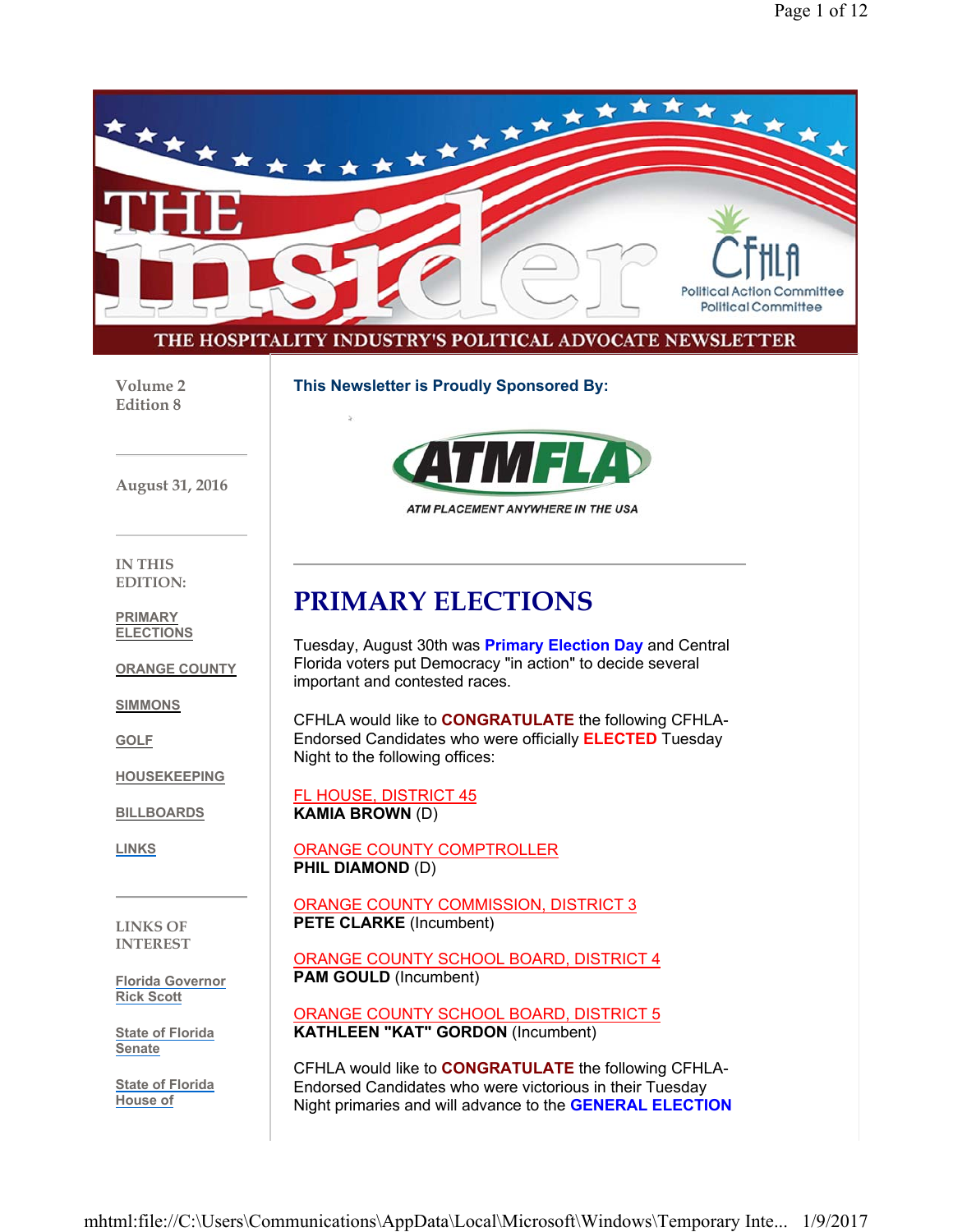# THE Insider

CFHLA Political Action Committee Political Committee

THE HOSPITALITY INDUSTRY'S POLITICAL ADVOCATE NEWSLETTER

Volume 2
Edition 8

August 31, 2016

IN THIS EDITION:

- PRIMARY ELECTIONS
- ORANGE COUNTY
- SIMMONS
- GOLF
- HOUSEKEEPING
- BILLBOARDS
- LINKS

LINKS OF INTEREST

- Florida Governor Rick Scott
- State of Florida Senate
- State of Florida House of

**This Newsletter is Proudly Sponsored By:**

ATMFLA

*ATM PLACEMENT ANYWHERE IN THE USA*

---

# PRIMARY ELECTIONS

Tuesday, August 30th was **Primary Election Day** and Central Florida voters put Democracy "in action" to decide several important and contested races.

CFHLA would like to **CONGRATULATE** the following CFHLA-Endorsed Candidates who were officially **ELECTED** Tuesday Night to the following offices:

FL HOUSE, DISTRICT 45
**KAMIA BROWN** (D)

ORANGE COUNTY COMPTROLLER
**PHIL DIAMOND** (D)

ORANGE COUNTY COMMISSION, DISTRICT 3
**PETE CLARKE** (Incumbent)

ORANGE COUNTY SCHOOL BOARD, DISTRICT 4
**PAM GOULD** (Incumbent)

ORANGE COUNTY SCHOOL BOARD, DISTRICT 5
**KATHLEEN "KAT" GORDON** (Incumbent)

CFHLA would like to **CONGRATULATE** the following CFHLA-Endorsed Candidates who were victorious in their Tuesday Night primaries and will advance to the **GENERAL ELECTION**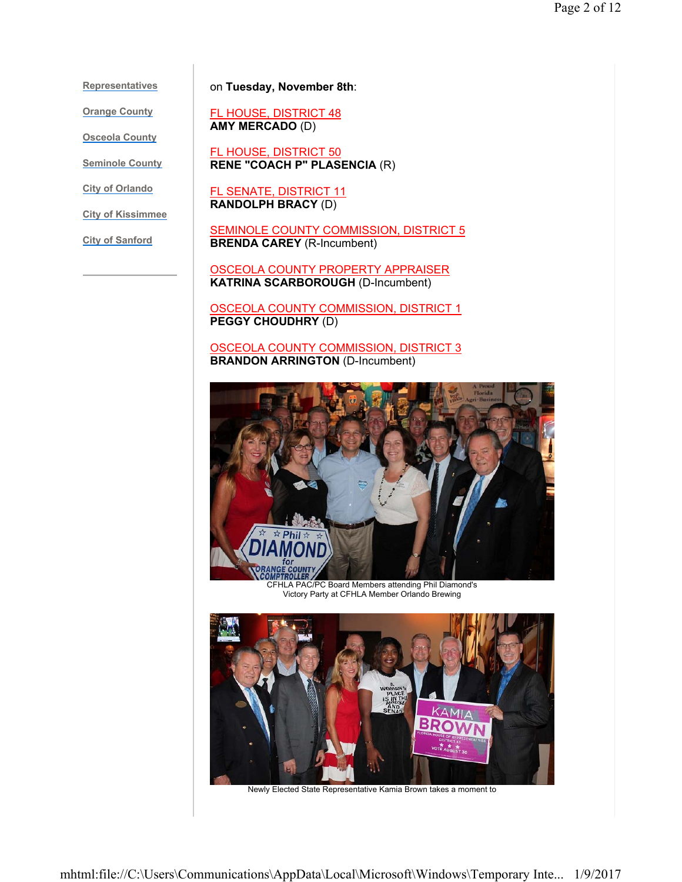- [Representatives]
- [Orange County]
- [Osceola County]
- [Seminole County]
- [City of Orlando]
- [City of Kissimmee]
- [City of Sanford]

on **Tuesday, November 8th**:

FL HOUSE, DISTRICT 48
**AMY MERCADO** (D)

FL HOUSE, DISTRICT 50
**RENE "COACH P" PLASENCIA** (R)

FL SENATE, DISTRICT 11
**RANDOLPH BRACY** (D)

SEMINOLE COUNTY COMMISSION, DISTRICT 5
**BRENDA CAREY** (R-Incumbent)

OSCEOLA COUNTY PROPERTY APPRAISER
**KATRINA SCARBOROUGH** (D-Incumbent)

OSCEOLA COUNTY COMMISSION, DISTRICT 1
**PEGGY CHOUDHRY** (D)

OSCEOLA COUNTY COMMISSION, DISTRICT 3
**BRANDON ARRINGTON** (D-Incumbent)

CFHLA PAC/PC Board Members attending Phil Diamond's Victory Party at CFHLA Member Orlando Brewing

Newly Elected State Representative Kamia Brown takes a moment to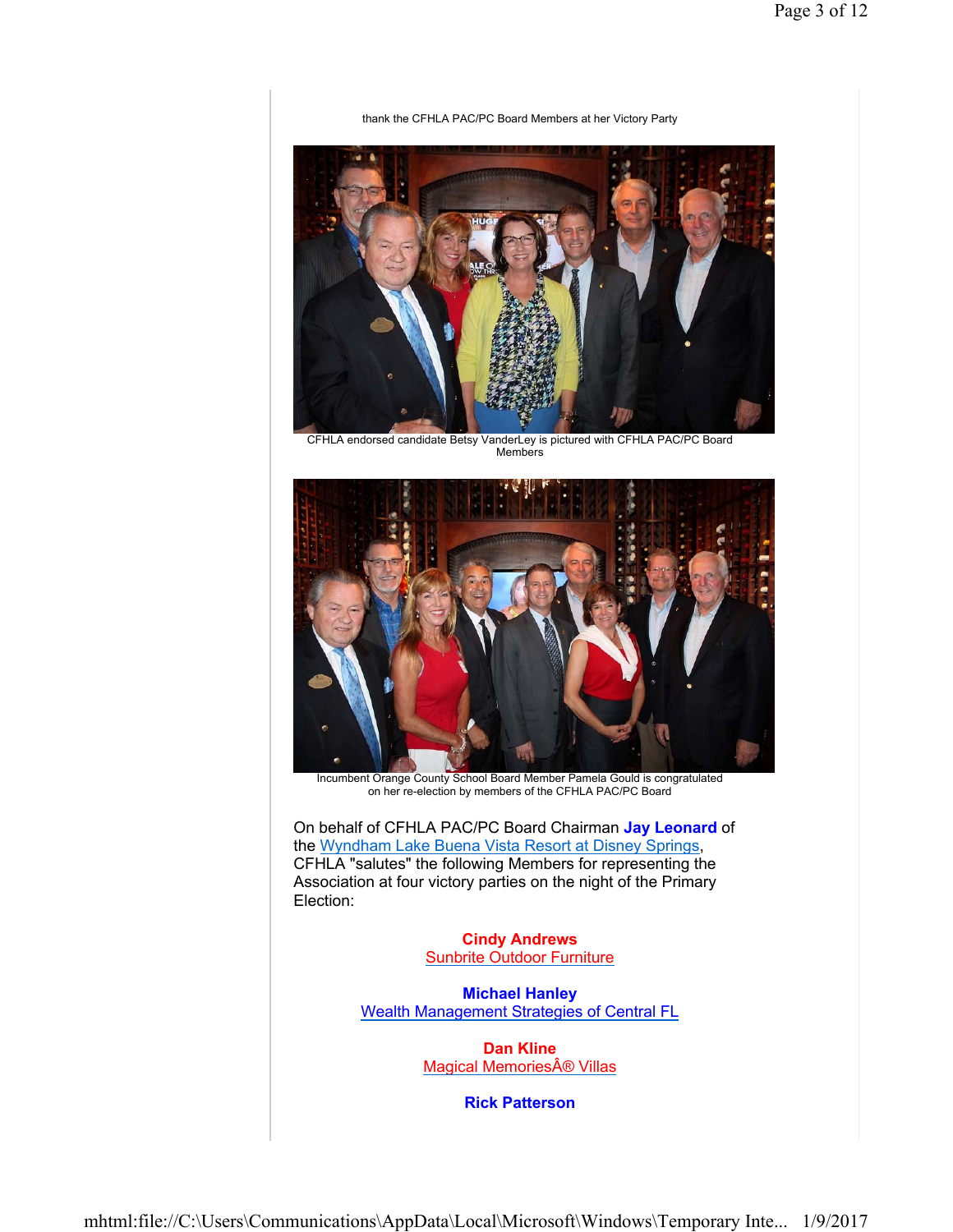thank the CFHLA PAC/PC Board Members at her Victory Party

CFHLA endorsed candidate Betsy VanderLey is pictured with CFHLA PAC/PC Board Members

Incumbent Orange County School Board Member Pamela Gould is congratulated on her re-election by members of the CFHLA PAC/PC Board

On behalf of CFHLA PAC/PC Board Chairman **Jay Leonard** of the Wyndham Lake Buena Vista Resort at Disney Springs, CFHLA "salutes" the following Members for representing the Association at four victory parties on the night of the Primary Election:

**Cindy Andrews**
Sunbrite Outdoor Furniture

**Michael Hanley**
Wealth Management Strategies of Central FL

**Dan Kline**
Magical MemoriesÂ® Villas

**Rick Patterson**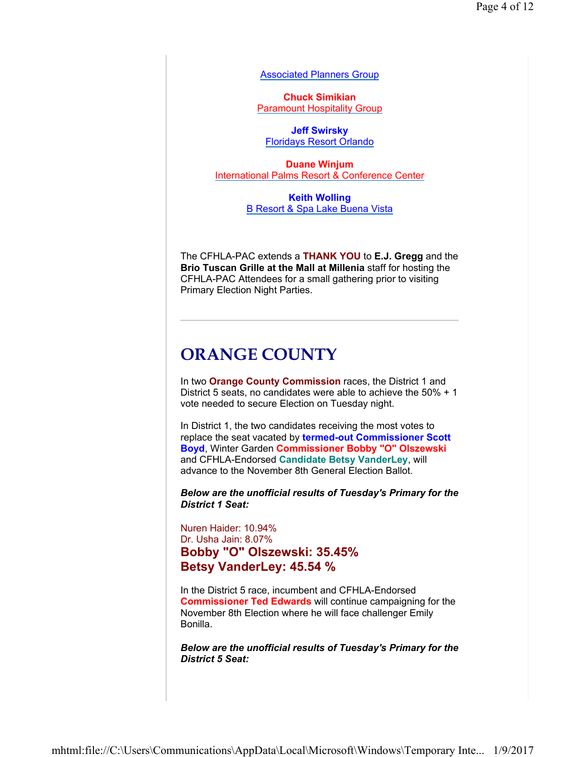Associated Planners Group

**Chuck Simikian**
Paramount Hospitality Group

**Jeff Swirsky**
Floridays Resort Orlando

**Duane Winjum**
International Palms Resort & Conference Center

**Keith Wolling**
B Resort & Spa Lake Buena Vista

The CFHLA-PAC extends a **THANK YOU** to **E.J. Gregg** and the **Brio Tuscan Grille at the Mall at Millenia** staff for hosting the CFHLA-PAC Attendees for a small gathering prior to visiting Primary Election Night Parties.

---

# ORANGE COUNTY

In two **Orange County Commission** races, the District 1 and District 5 seats, no candidates were able to achieve the 50% + 1 vote needed to secure Election on Tuesday night.

In District 1, the two candidates receiving the most votes to replace the seat vacated by **termed-out Commissioner Scott Boyd**, Winter Garden **Commissioner Bobby "O" Olszewski** and CFHLA-Endorsed **Candidate Betsy VanderLey**, will advance to the November 8th General Election Ballot.

***Below are the unofficial results of Tuesday's Primary for the District 1 Seat:***

Nuren Haider: 10.94%
Dr. Usha Jain: 8.07%
**Bobby "O" Olszewski: 35.45%**
**Betsy VanderLey: 45.54 %**

In the District 5 race, incumbent and CFHLA-Endorsed **Commissioner Ted Edwards** will continue campaigning for the November 8th Election where he will face challenger Emily Bonilla.

***Below are the unofficial results of Tuesday's Primary for the District 5 Seat:***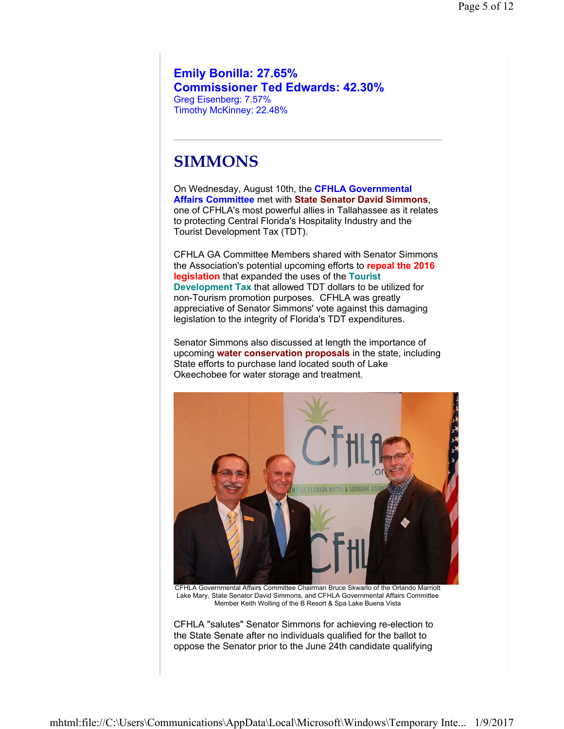**Emily Bonilla: 27.65%**
**Commissioner Ted Edwards: 42.30%**
Greg Eisenberg: 7.57%
Timothy McKinney: 22.48%

---

# SIMMONS

On Wednesday, August 10th, the **CFHLA Governmental Affairs Committee** met with **State Senator David Simmons**, one of CFHLA's most powerful allies in Tallahassee as it relates to protecting Central Florida's Hospitality Industry and the Tourist Development Tax (TDT).

CFHLA GA Committee Members shared with Senator Simmons the Association's potential upcoming efforts to **repeal the 2016 legislation** that expanded the uses of the **Tourist Development Tax** that allowed TDT dollars to be utilized for non-Tourism promotion purposes. CFHLA was greatly appreciative of Senator Simmons' vote against this damaging legislation to the integrity of Florida's TDT expenditures.

Senator Simmons also discussed at length the importance of upcoming **water conservation proposals** in the state, including State efforts to purchase land located south of Lake Okeechobee for water storage and treatment.

CFHLA Governmental Affairs Committee Chairman Bruce Skwarlo of the Orlando Marriott Lake Mary, State Senator David Simmons, and CFHLA Governmental Affairs Committee Member Keith Wolling of the B Resort & Spa Lake Buena Vista

CFHLA "salutes" Senator Simmons for achieving re-election to the State Senate after no individuals qualified for the ballot to oppose the Senator prior to the June 24th candidate qualifying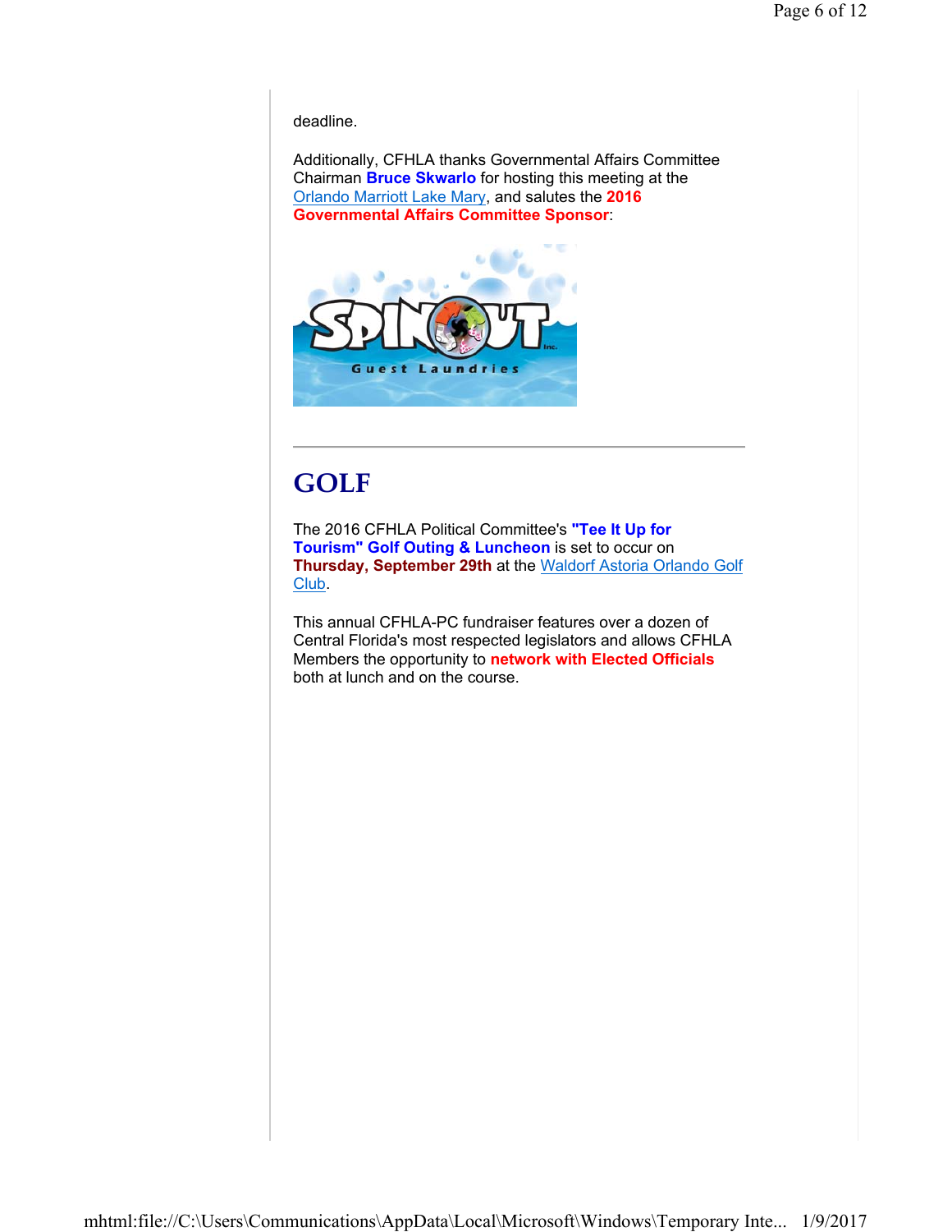deadline.

Additionally, CFHLA thanks Governmental Affairs Committee Chairman **Bruce Skwarlo** for hosting this meeting at the Orlando Marriott Lake Mary, and salutes the **2016 Governmental Affairs Committee Sponsor**:

---

# GOLF

The 2016 CFHLA Political Committee's **"Tee It Up for Tourism" Golf Outing & Luncheon** is set to occur on **Thursday, September 29th** at the Waldorf Astoria Orlando Golf Club.

This annual CFHLA-PC fundraiser features over a dozen of Central Florida's most respected legislators and allows CFHLA Members the opportunity to **network with Elected Officials** both at lunch and on the course.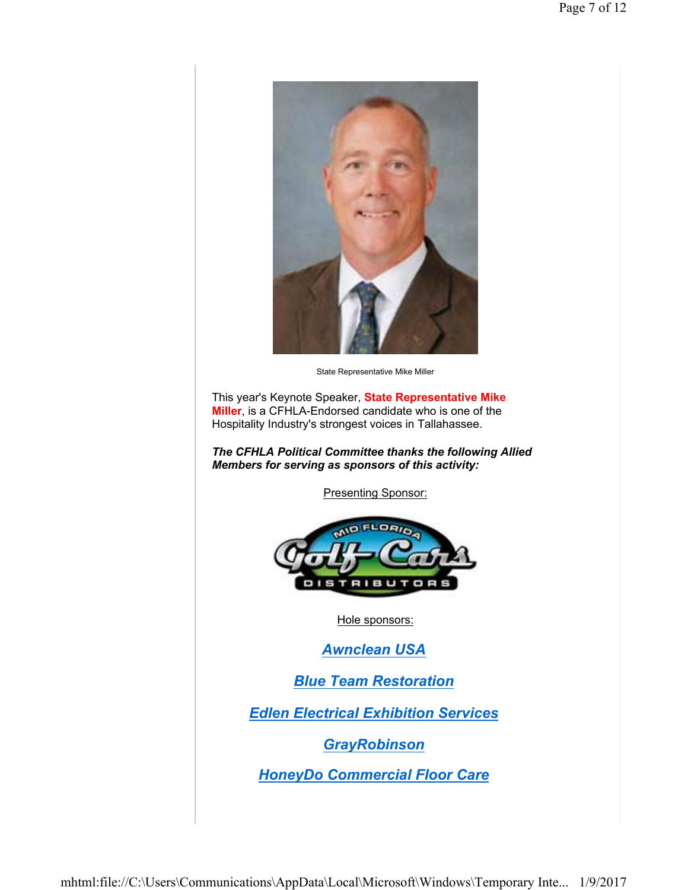State Representative Mike Miller

This year's Keynote Speaker, **State Representative Mike Miller**, is a CFHLA-Endorsed candidate who is one of the Hospitality Industry's strongest voices in Tallahassee.

***The CFHLA Political Committee thanks the following Allied Members for serving as sponsors of this activity:***

Presenting Sponsor:

Mid Florida Golf Cars Distributors

Hole sponsors:

***Awnclean USA***

***Blue Team Restoration***

***Edlen Electrical Exhibition Services***

***GrayRobinson***

***HoneyDo Commercial Floor Care***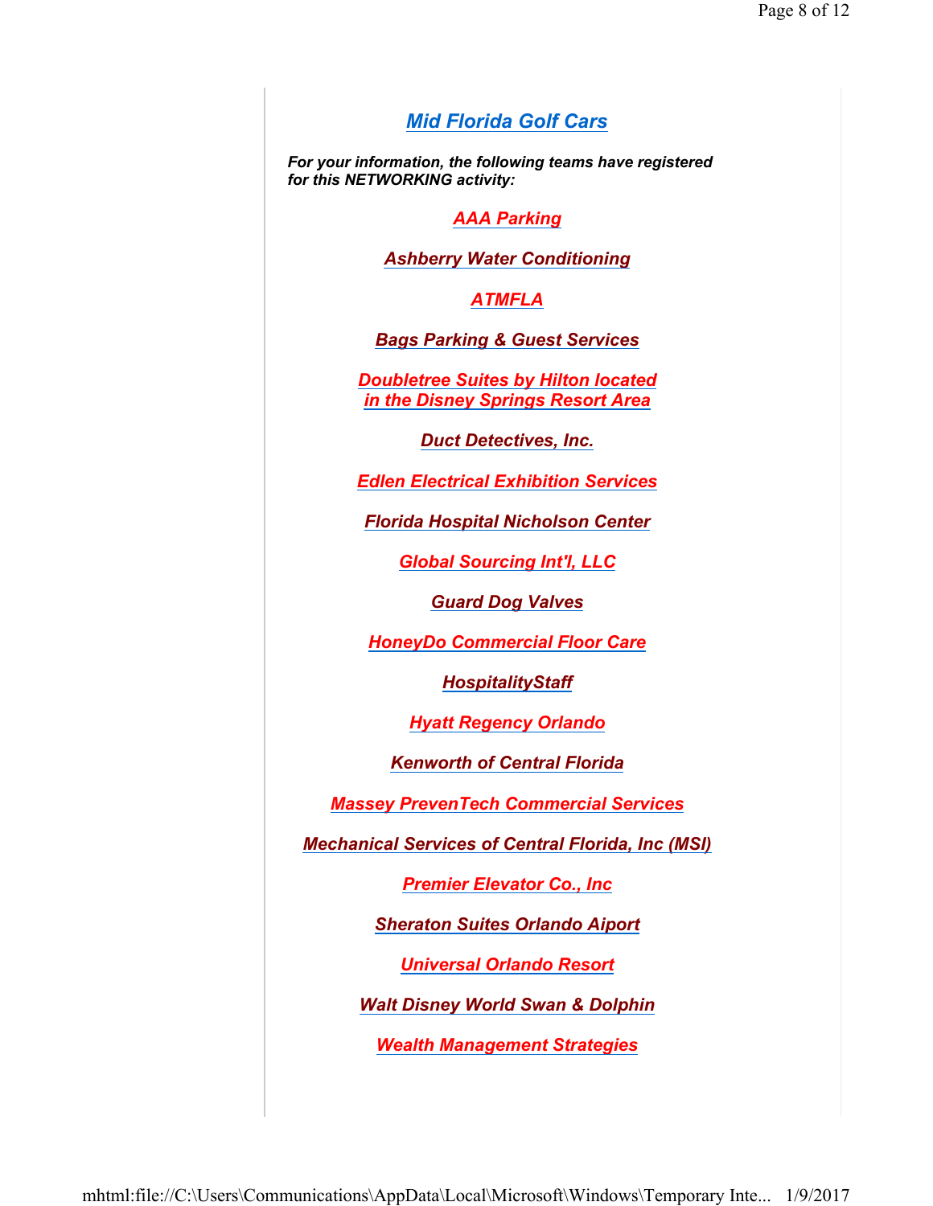***Mid Florida Golf Cars***

***For your information, the following teams have registered for this NETWORKING activity:***

***AAA Parking***

***Ashberry Water Conditioning***

***ATMFLA***

***Bags Parking & Guest Services***

***Doubletree Suites by Hilton located in the Disney Springs Resort Area***

***Duct Detectives, Inc.***

***Edlen Electrical Exhibition Services***

***Florida Hospital Nicholson Center***

***Global Sourcing Int'l, LLC***

***Guard Dog Valves***

***HoneyDo Commercial Floor Care***

***HospitalityStaff***

***Hyatt Regency Orlando***

***Kenworth of Central Florida***

***Massey PrevenTech Commercial Services***

***Mechanical Services of Central Florida, Inc (MSI)***

***Premier Elevator Co., Inc***

***Sheraton Suites Orlando Aiport***

***Universal Orlando Resort***

***Walt Disney World Swan & Dolphin***

***Wealth Management Strategies***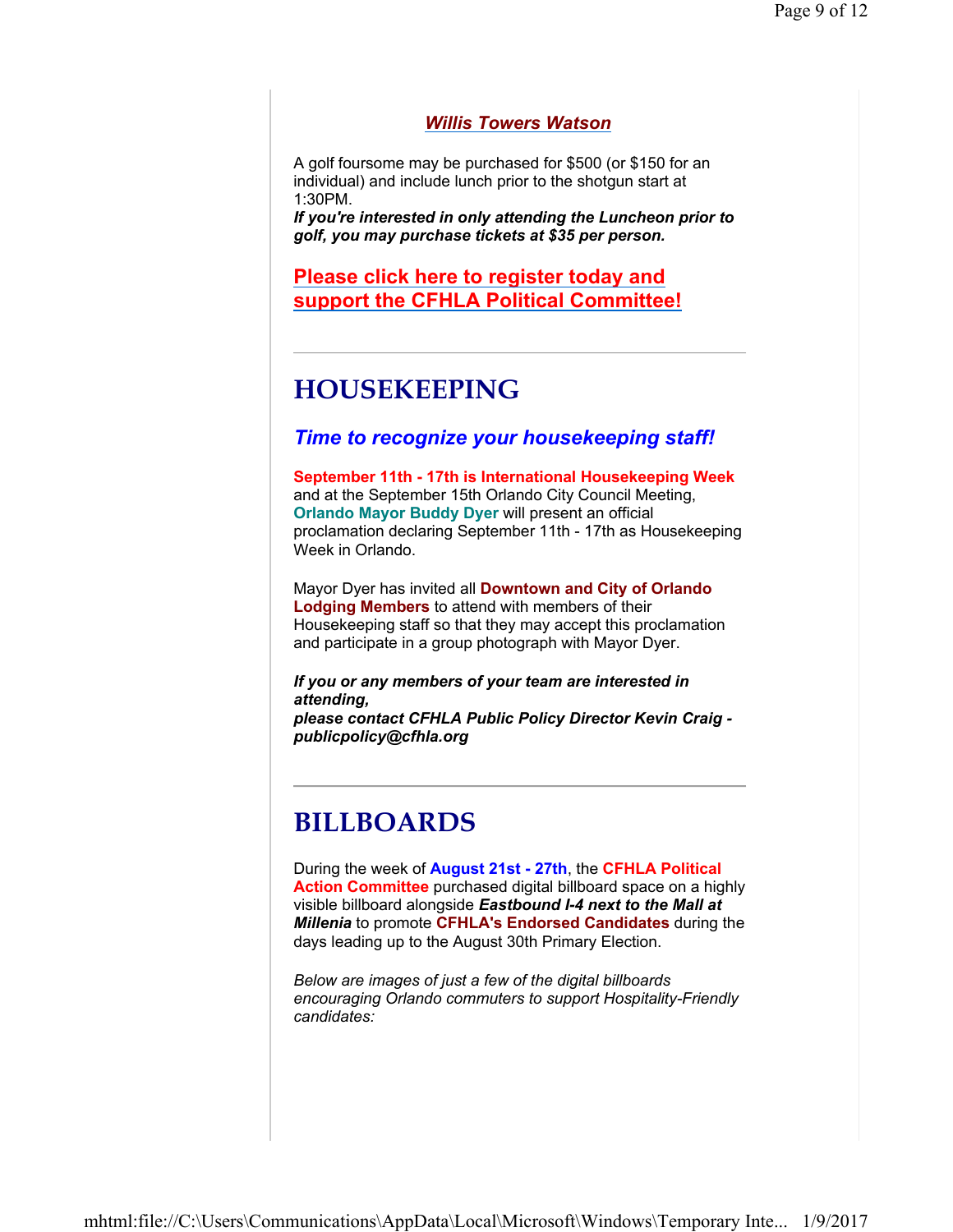***Willis Towers Watson***

A golf foursome may be purchased for $500 (or $150 for an individual) and include lunch prior to the shotgun start at 1:30PM.
***If you're interested in only attending the Luncheon prior to golf, you may purchase tickets at $35 per person.***

**Please click here to register today and support the CFHLA Political Committee!**

---

# HOUSEKEEPING

### *Time to recognize your housekeeping staff!*

**September 11th - 17th is International Housekeeping Week** and at the September 15th Orlando City Council Meeting, **Orlando Mayor Buddy Dyer** will present an official proclamation declaring September 11th - 17th as Housekeeping Week in Orlando.

Mayor Dyer has invited all **Downtown and City of Orlando Lodging Members** to attend with members of their Housekeeping staff so that they may accept this proclamation and participate in a group photograph with Mayor Dyer.

***If you or any members of your team are interested in attending,***
***please contact CFHLA Public Policy Director Kevin Craig - publicpolicy@cfhla.org***

---

# BILLBOARDS

During the week of **August 21st - 27th**, the **CFHLA Political Action Committee** purchased digital billboard space on a highly visible billboard alongside ***Eastbound I-4 next to the Mall at Millenia*** to promote **CFHLA's Endorsed Candidates** during the days leading up to the August 30th Primary Election.

*Below are images of just a few of the digital billboards encouraging Orlando commuters to support Hospitality-Friendly candidates:*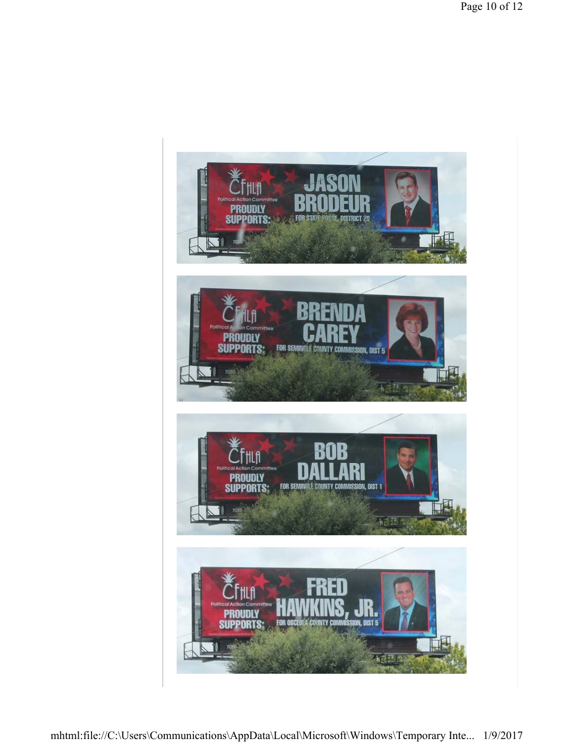CFHLA Political Action Committee PROUDLY SUPPORTS:

**JASON BRODEUR**

FOR STATE HOUSE, DISTRICT 28

CFHLA Political Action Committee PROUDLY SUPPORTS:

**BRENDA CAREY**

FOR SEMINOLE COUNTY COMMISSION, DIST 5

CFHLA Political Action Committee PROUDLY SUPPORTS:

**BOB DALLARI**

FOR SEMINOLE COUNTY COMMISSION, DIST 1

CFHLA Political Action Committee PROUDLY SUPPORTS:

**FRED HAWKINS, JR.**

FOR OSCEOLA COUNTY COMMISSION, DIST 5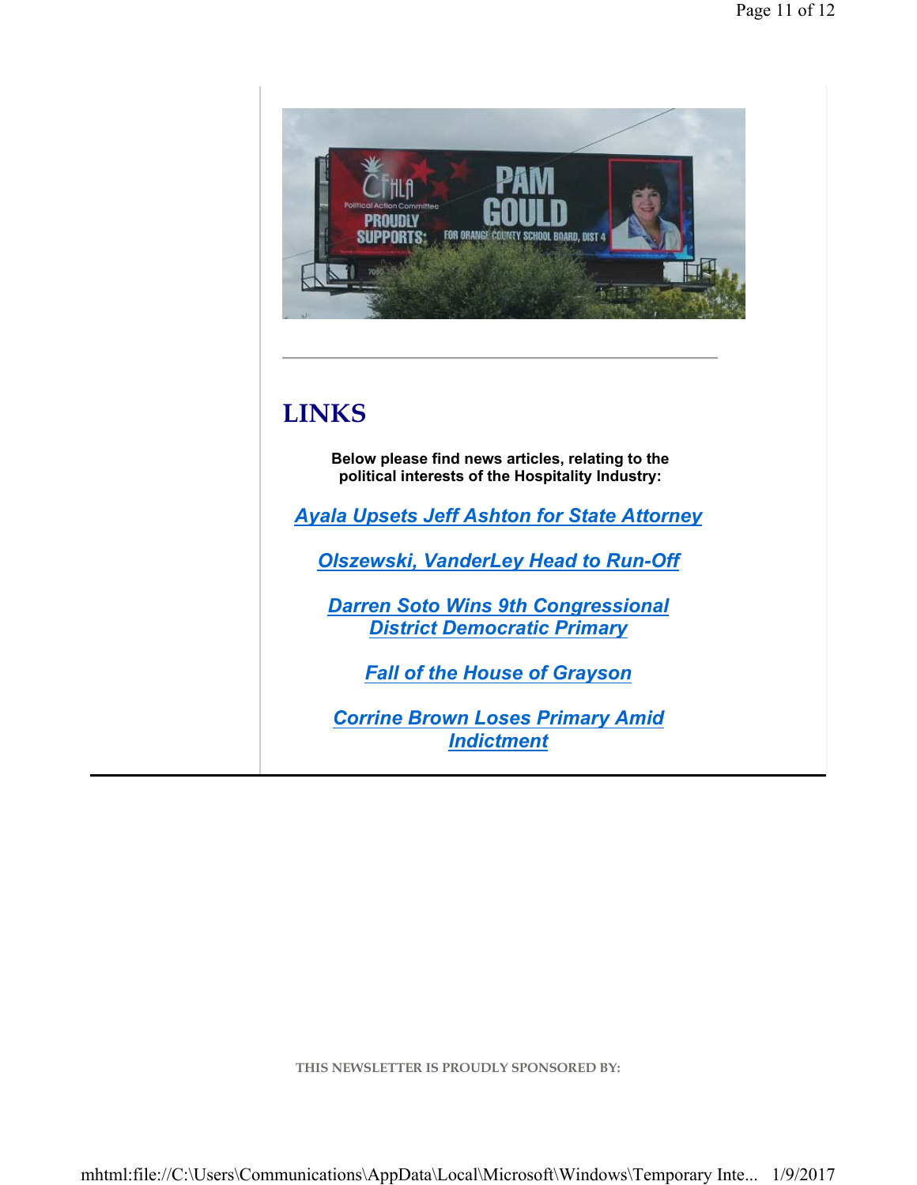## LINKS

**Below please find news articles, relating to the political interests of the Hospitality Industry:**

***Ayala Upsets Jeff Ashton for State Attorney***

***Olszewski, VanderLey Head to Run-Off***

***Darren Soto Wins 9th Congressional District Democratic Primary***

***Fall of the House of Grayson***

***Corrine Brown Loses Primary Amid Indictment***

THIS NEWSLETTER IS PROUDLY SPONSORED BY: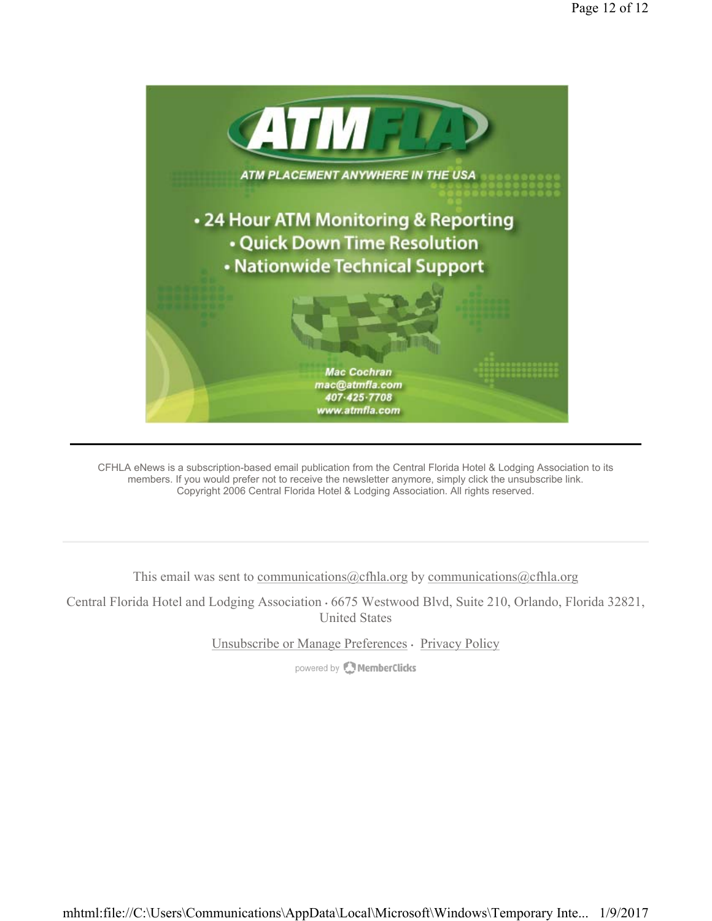ATMFLA

ATM PLACEMENT ANYWHERE IN THE USA

- 24 Hour ATM Monitoring & Reporting
- Quick Down Time Resolution
- Nationwide Technical Support

Mac Cochran
mac@atmfla.com
407-425-7708
www.atmfla.com

---

CFHLA eNews is a subscription-based email publication from the Central Florida Hotel & Lodging Association to its members. If you would prefer not to receive the newsletter anymore, simply click the unsubscribe link.
Copyright 2006 Central Florida Hotel & Lodging Association. All rights reserved.

---

This email was sent to communications@cfhla.org by communications@cfhla.org

Central Florida Hotel and Lodging Association · 6675 Westwood Blvd, Suite 210, Orlando, Florida 32821, United States

Unsubscribe or Manage Preferences · Privacy Policy

powered by MemberClicks